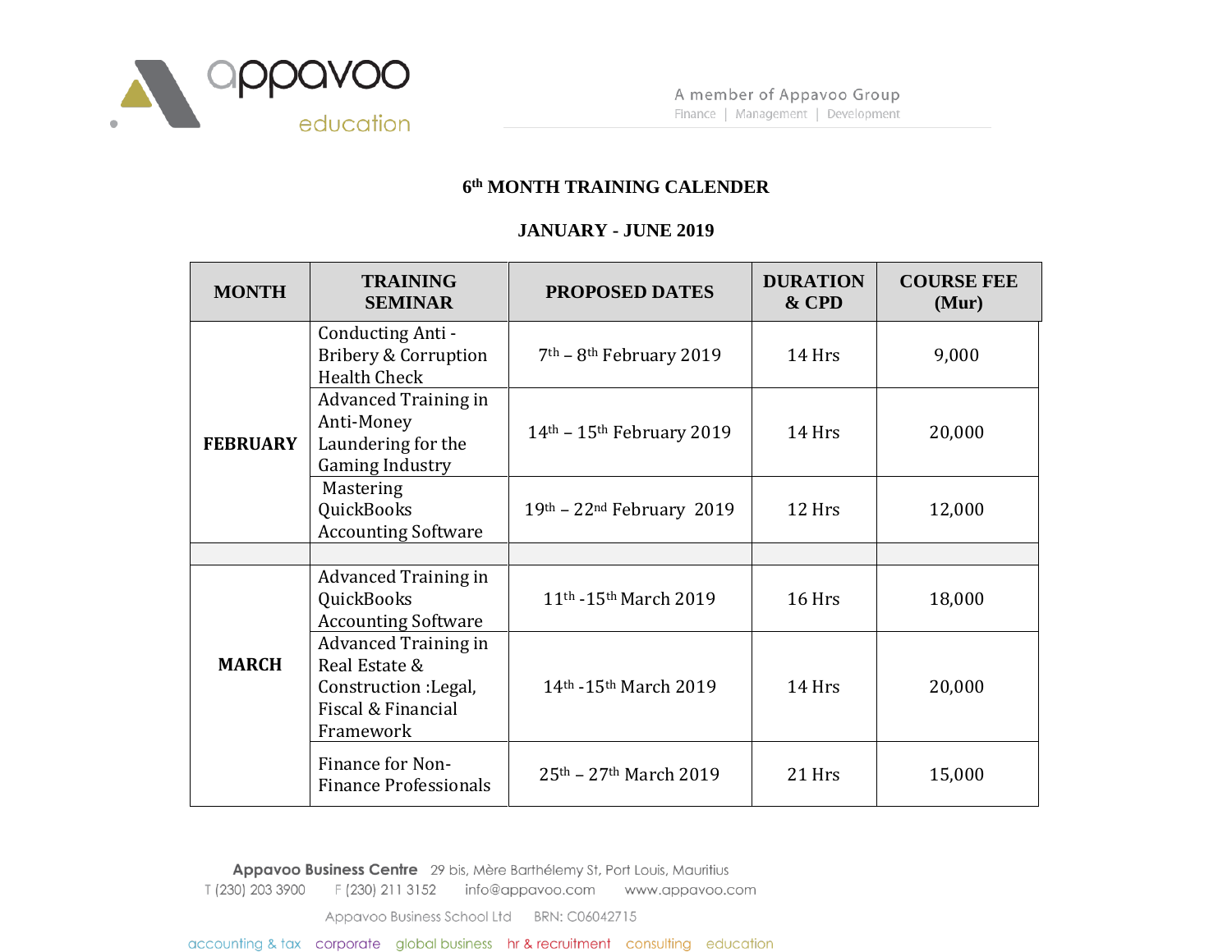# 6th MONTH TRAINING CALENDER

## JANUARY - JUNE 2019

| MONTH | TRAINING SEMINAR | PROPOSED DATES | DURATION & CPD | COURSE FEE (Mur) |
|---|---|---|---|---|
| **FEBRUARY** | Conducting Anti - Bribery & Corruption Health Check | 7th – 8th February 2019 | 14 Hrs | 9,000 |
| | Advanced Training in Anti-Money Laundering for the Gaming Industry | 14th – 15th February 2019 | 14 Hrs | 20,000 |
| | Mastering QuickBooks Accounting Software | 19th – 22nd February 2019 | 12 Hrs | 12,000 |
| | | | | |
| **MARCH** | Advanced Training in QuickBooks Accounting Software | 11th -15th March 2019 | 16 Hrs | 18,000 |
| | Advanced Training in Real Estate & Construction :Legal, Fiscal & Financial Framework | 14th -15th March 2019 | 14 Hrs | 20,000 |
| | Finance for Non-Finance Professionals | 25th – 27th March 2019 | 21 Hrs | 15,000 |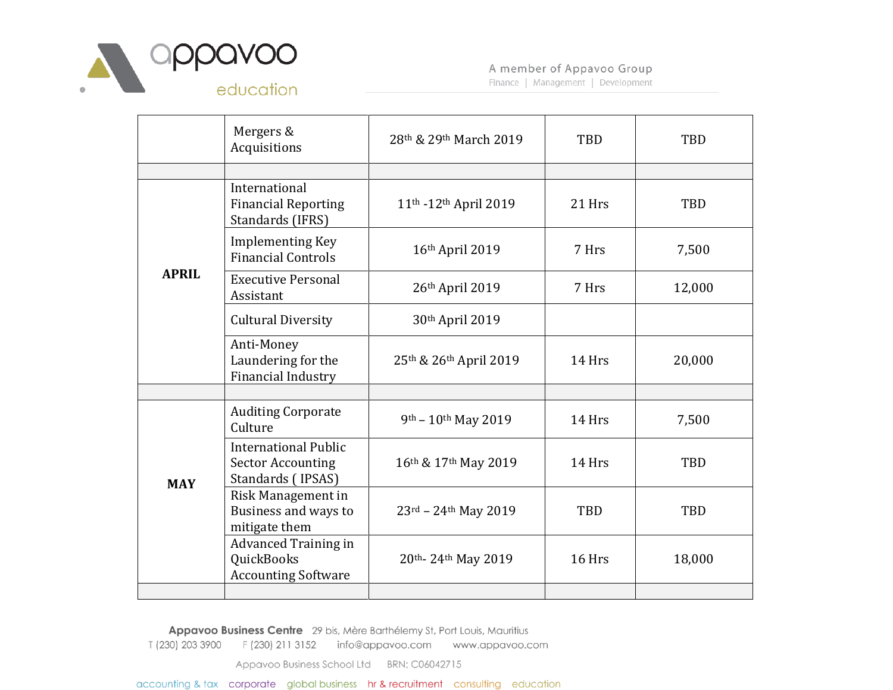| | | | | |
|---|---|---|---|---|
| | Mergers & Acquisitions | 28th & 29th March 2019 | TBD | TBD |
| | | | | |
| **APRIL** | International Financial Reporting Standards (IFRS) | 11th -12th April 2019 | 21 Hrs | TBD |
| | Implementing Key Financial Controls | 16th April 2019 | 7 Hrs | 7,500 |
| | Executive Personal Assistant | 26th April 2019 | 7 Hrs | 12,000 |
| | Cultural Diversity | 30th April 2019 | | |
| | Anti-Money Laundering for the Financial Industry | 25th & 26th April 2019 | 14 Hrs | 20,000 |
| | | | | |
| **MAY** | Auditing Corporate Culture | 9th – 10th May 2019 | 14 Hrs | 7,500 |
| | International Public Sector Accounting Standards ( IPSAS) | 16th & 17th May 2019 | 14 Hrs | TBD |
| | Risk Management in Business and ways to mitigate them | 23rd – 24th May 2019 | TBD | TBD |
| | Advanced Training in QuickBooks Accounting Software | 20th- 24th May 2019 | 16 Hrs | 18,000 |
| | | | | |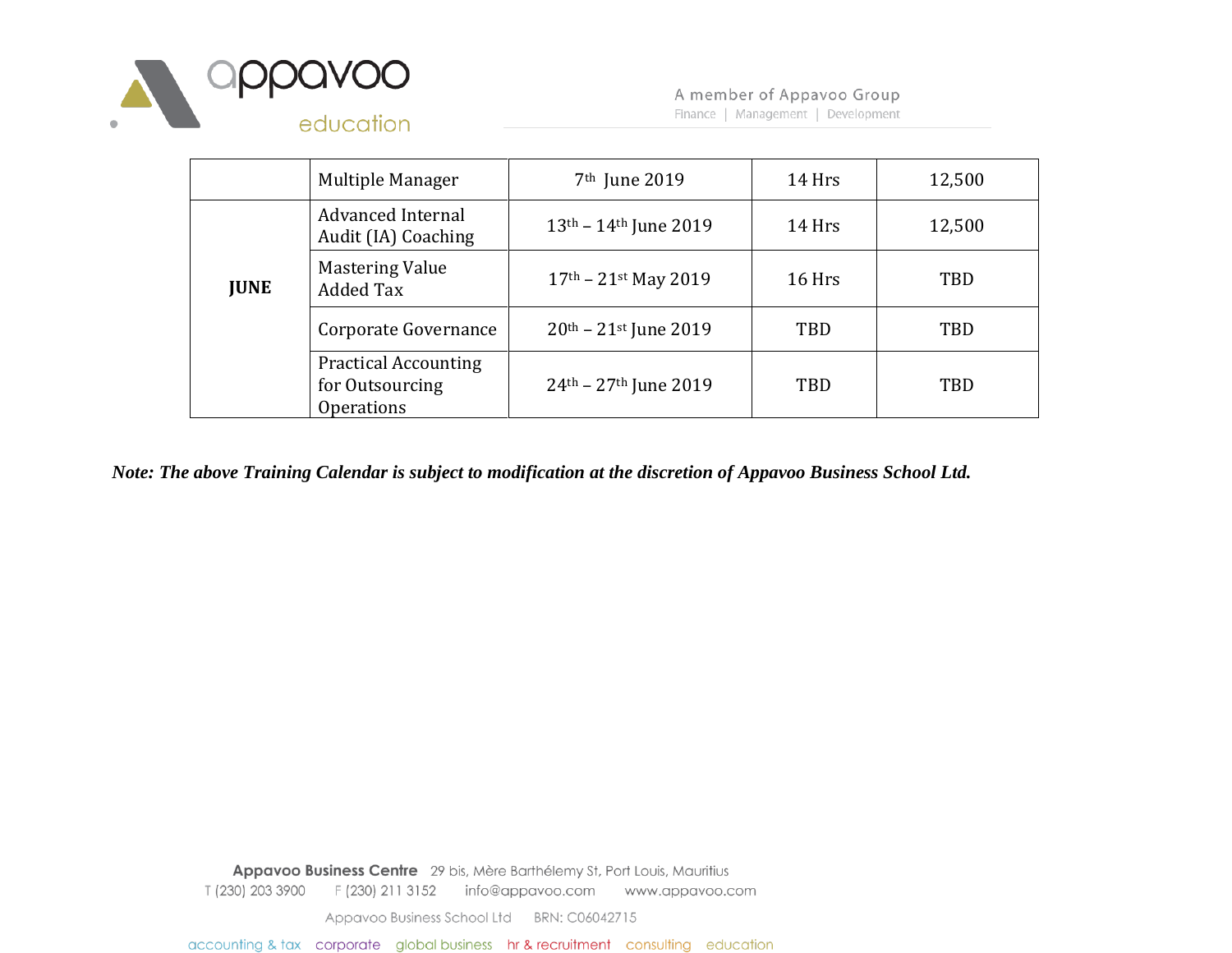| | | | | |
|---|---|---|---|---|
| | Multiple Manager | 7th June 2019 | 14 Hrs | 12,500 |
| **JUNE** | Advanced Internal Audit (IA) Coaching | 13th – 14th June 2019 | 14 Hrs | 12,500 |
| | Mastering Value Added Tax | 17th – 21st May 2019 | 16 Hrs | TBD |
| | Corporate Governance | 20th – 21st June 2019 | TBD | TBD |
| | Practical Accounting for Outsourcing Operations | 24th – 27th June 2019 | TBD | TBD |

***Note: The above Training Calendar is subject to modification at the discretion of Appavoo Business School Ltd.***